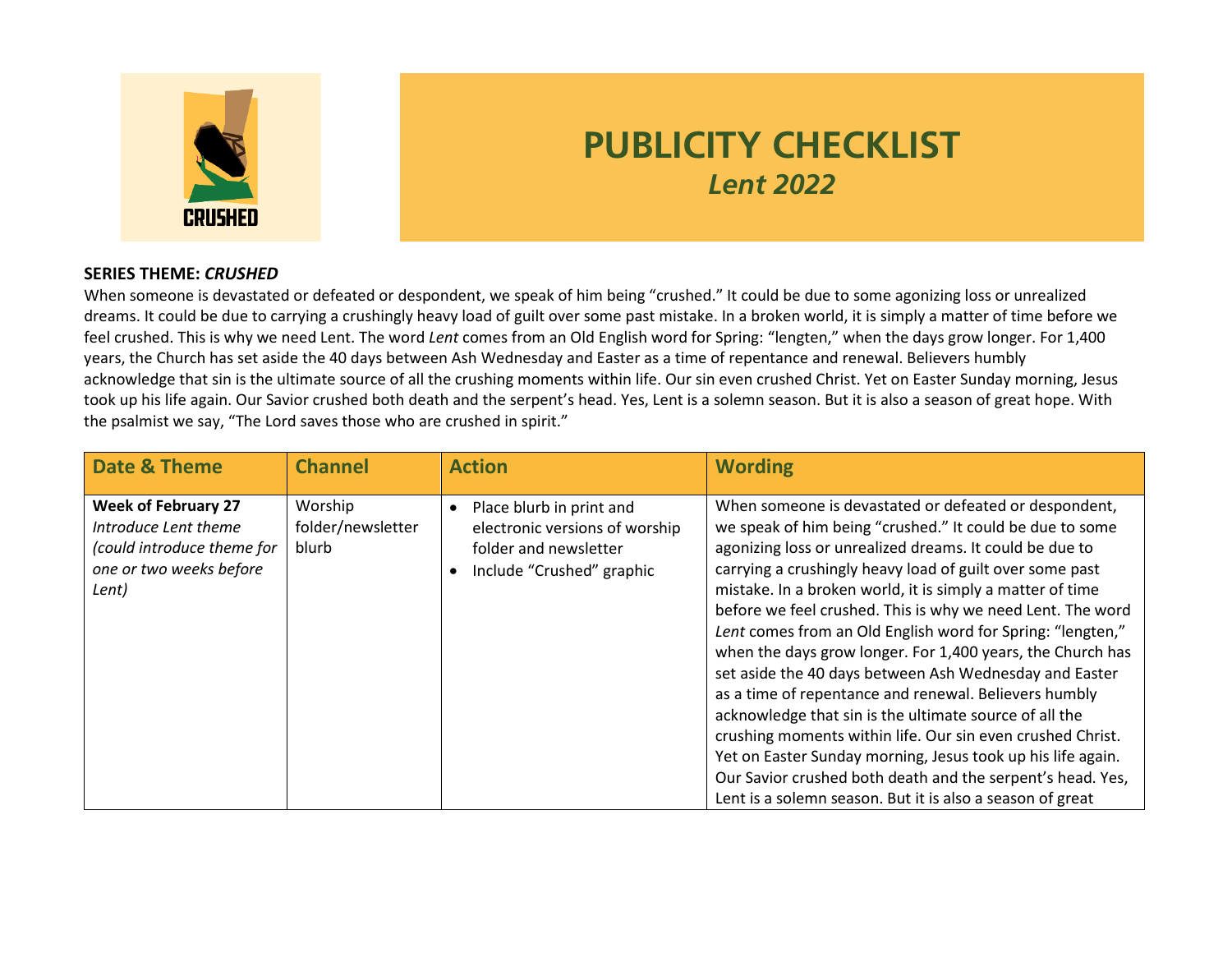CRUSHED

# PUBLICITY CHECKLIST
## *Lent 2022*

**SERIES THEME: *CRUSHED***

When someone is devastated or defeated or despondent, we speak of him being "crushed." It could be due to some agonizing loss or unrealized dreams. It could be due to carrying a crushingly heavy load of guilt over some past mistake. In a broken world, it is simply a matter of time before we feel crushed. This is why we need Lent. The word *Lent* comes from an Old English word for Spring: "lengten," when the days grow longer. For 1,400 years, the Church has set aside the 40 days between Ash Wednesday and Easter as a time of repentance and renewal. Believers humbly acknowledge that sin is the ultimate source of all the crushing moments within life. Our sin even crushed Christ. Yet on Easter Sunday morning, Jesus took up his life again. Our Savior crushed both death and the serpent's head. Yes, Lent is a solemn season. But it is also a season of great hope. With the psalmist we say, "The Lord saves those who are crushed in spirit."

| Date & Theme | Channel | Action | Wording |
|---|---|---|---|
| **Week of February 27** *Introduce Lent theme (could introduce theme for one or two weeks before Lent)* | Worship folder/newsletter blurb | • Place blurb in print and electronic versions of worship folder and newsletter<br>• Include "Crushed" graphic | When someone is devastated or defeated or despondent, we speak of him being "crushed." It could be due to some agonizing loss or unrealized dreams. It could be due to carrying a crushingly heavy load of guilt over some past mistake. In a broken world, it is simply a matter of time before we feel crushed. This is why we need Lent. The word *Lent* comes from an Old English word for Spring: "lengten," when the days grow longer. For 1,400 years, the Church has set aside the 40 days between Ash Wednesday and Easter as a time of repentance and renewal. Believers humbly acknowledge that sin is the ultimate source of all the crushing moments within life. Our sin even crushed Christ. Yet on Easter Sunday morning, Jesus took up his life again. Our Savior crushed both death and the serpent's head. Yes, Lent is a solemn season. But it is also a season of great |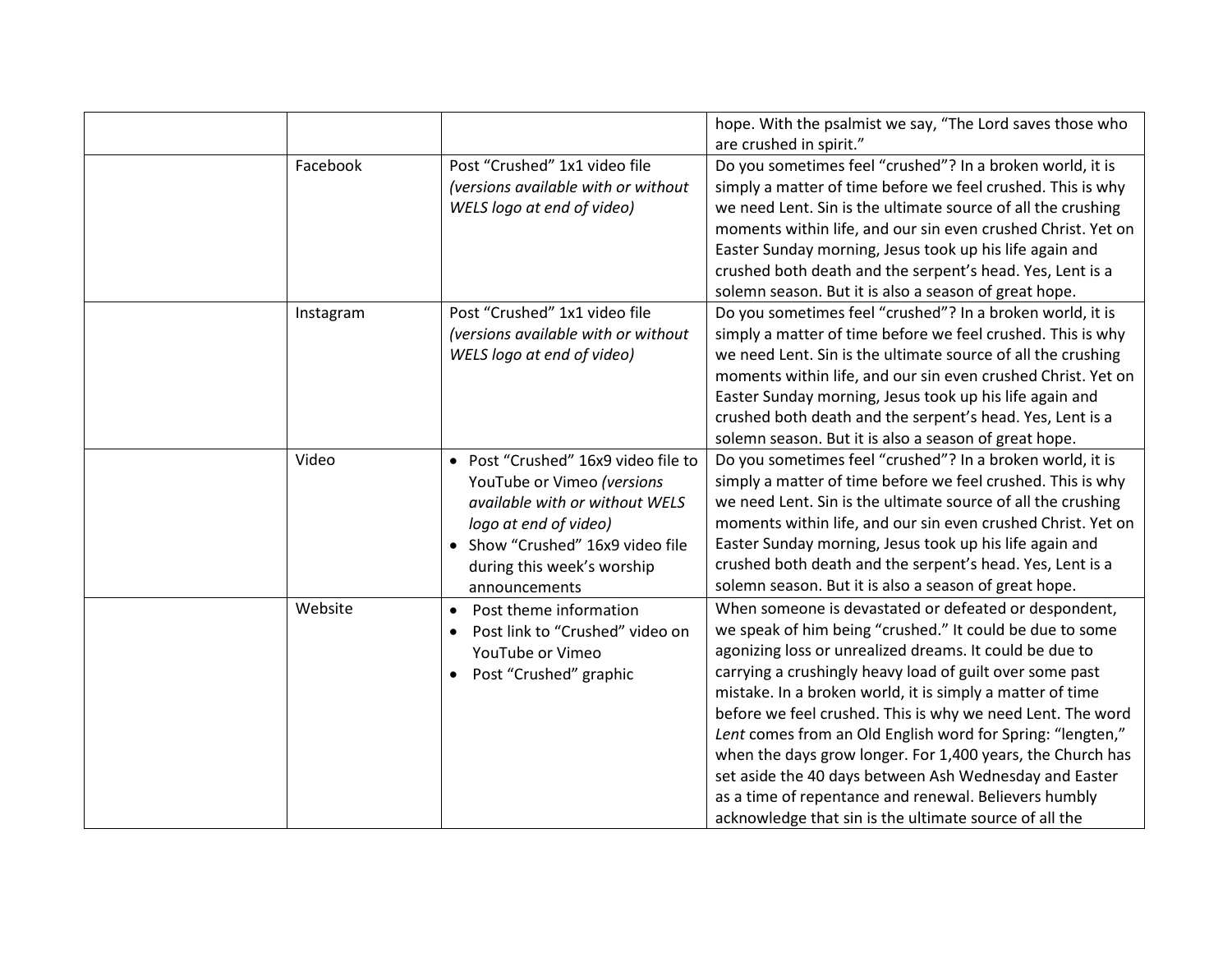| | | | |
|---|---|---|---|
| | | | hope. With the psalmist we say, “The Lord saves those who are crushed in spirit.” |
| | Facebook | Post “Crushed” 1x1 video file *(versions available with or without WELS logo at end of video)* | Do you sometimes feel “crushed”? In a broken world, it is simply a matter of time before we feel crushed. This is why we need Lent. Sin is the ultimate source of all the crushing moments within life, and our sin even crushed Christ. Yet on Easter Sunday morning, Jesus took up his life again and crushed both death and the serpent’s head. Yes, Lent is a solemn season. But it is also a season of great hope. |
| | Instagram | Post “Crushed” 1x1 video file *(versions available with or without WELS logo at end of video)* | Do you sometimes feel “crushed”? In a broken world, it is simply a matter of time before we feel crushed. This is why we need Lent. Sin is the ultimate source of all the crushing moments within life, and our sin even crushed Christ. Yet on Easter Sunday morning, Jesus took up his life again and crushed both death and the serpent’s head. Yes, Lent is a solemn season. But it is also a season of great hope. |
| | Video | • Post “Crushed” 16x9 video file to YouTube or Vimeo *(versions available with or without WELS logo at end of video)*<br>• Show “Crushed” 16x9 video file during this week’s worship announcements | Do you sometimes feel “crushed”? In a broken world, it is simply a matter of time before we feel crushed. This is why we need Lent. Sin is the ultimate source of all the crushing moments within life, and our sin even crushed Christ. Yet on Easter Sunday morning, Jesus took up his life again and crushed both death and the serpent’s head. Yes, Lent is a solemn season. But it is also a season of great hope. |
| | Website | • Post theme information<br>• Post link to “Crushed” video on YouTube or Vimeo<br>• Post “Crushed” graphic | When someone is devastated or defeated or despondent, we speak of him being “crushed.” It could be due to some agonizing loss or unrealized dreams. It could be due to carrying a crushingly heavy load of guilt over some past mistake. In a broken world, it is simply a matter of time before we feel crushed. This is why we need Lent. The word *Lent* comes from an Old English word for Spring: “lengten,” when the days grow longer. For 1,400 years, the Church has set aside the 40 days between Ash Wednesday and Easter as a time of repentance and renewal. Believers humbly acknowledge that sin is the ultimate source of all the |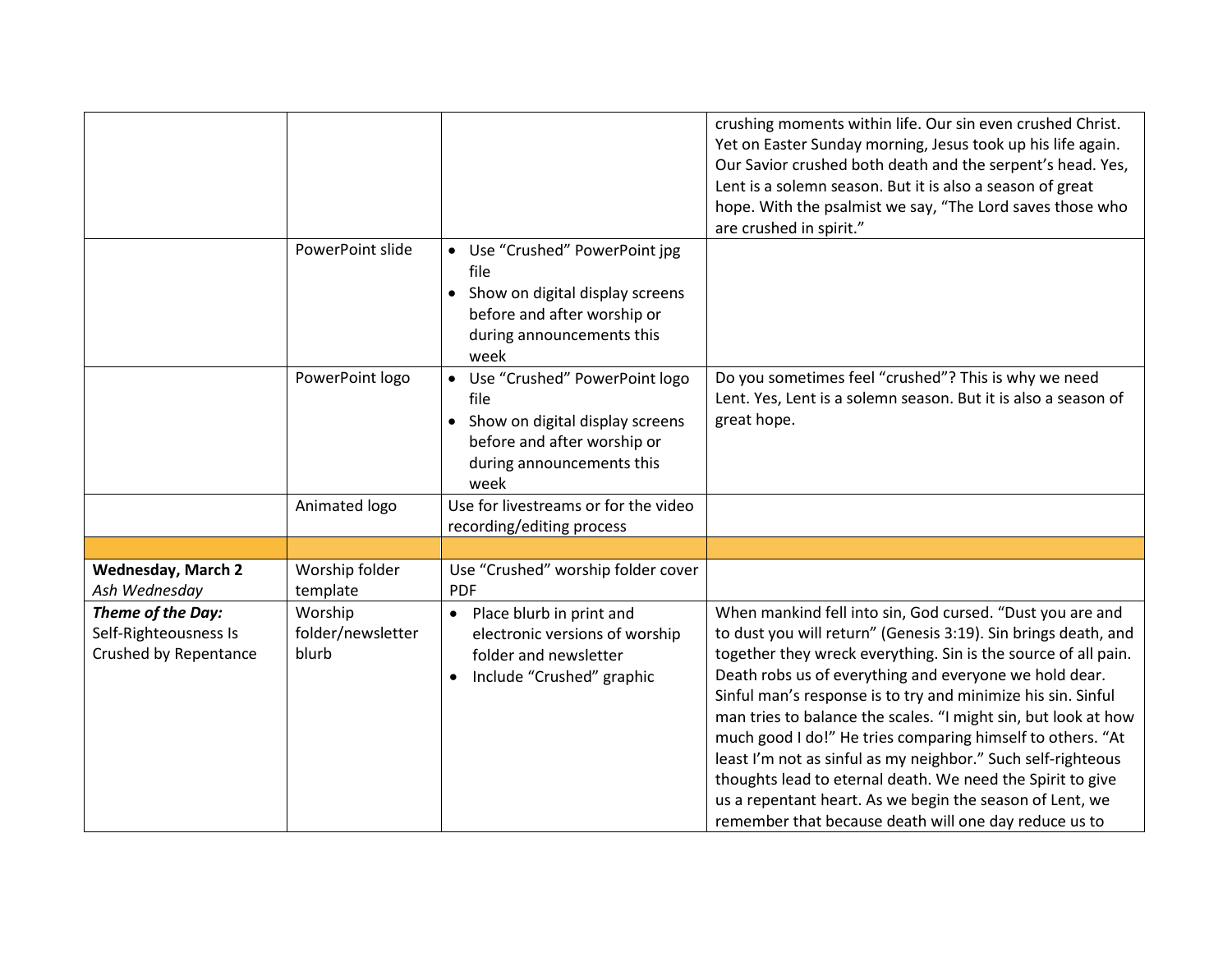| | | | |
|---|---|---|---|
| | | | crushing moments within life. Our sin even crushed Christ. Yet on Easter Sunday morning, Jesus took up his life again. Our Savior crushed both death and the serpent's head. Yes, Lent is a solemn season. But it is also a season of great hope. With the psalmist we say, "The Lord saves those who are crushed in spirit." |
| | PowerPoint slide | • Use "Crushed" PowerPoint jpg file<br>• Show on digital display screens before and after worship or during announcements this week | |
| | PowerPoint logo | • Use "Crushed" PowerPoint logo file<br>• Show on digital display screens before and after worship or during announcements this week | Do you sometimes feel "crushed"? This is why we need Lent. Yes, Lent is a solemn season. But it is also a season of great hope. |
| | Animated logo | Use for livestreams or for the video recording/editing process | |
| | | | |
| **Wednesday, March 2**<br>*Ash Wednesday* | Worship folder template | Use "Crushed" worship folder cover PDF | |
| ***Theme of the Day:***<br>Self-Righteousness Is Crushed by Repentance | Worship folder/newsletter blurb | • Place blurb in print and electronic versions of worship folder and newsletter<br>• Include "Crushed" graphic | When mankind fell into sin, God cursed. "Dust you are and to dust you will return" (Genesis 3:19). Sin brings death, and together they wreck everything. Sin is the source of all pain. Death robs us of everything and everyone we hold dear. Sinful man's response is to try and minimize his sin. Sinful man tries to balance the scales. "I might sin, but look at how much good I do!" He tries comparing himself to others. "At least I'm not as sinful as my neighbor." Such self-righteous thoughts lead to eternal death. We need the Spirit to give us a repentant heart. As we begin the season of Lent, we remember that because death will one day reduce us to |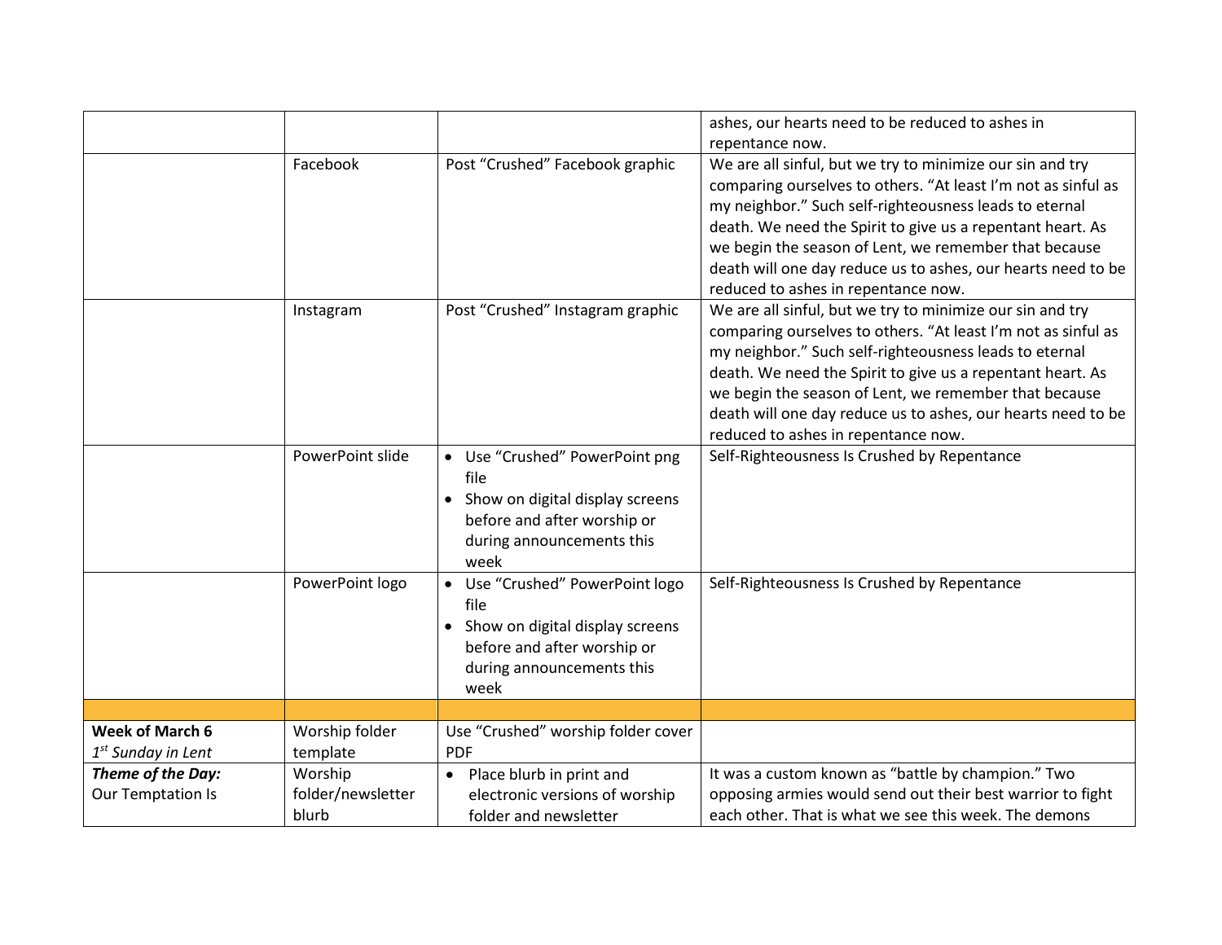| | | | |
|---|---|---|---|
| | | | ashes, our hearts need to be reduced to ashes in repentance now. |
| | Facebook | Post "Crushed" Facebook graphic | We are all sinful, but we try to minimize our sin and try comparing ourselves to others. "At least I'm not as sinful as my neighbor." Such self-righteousness leads to eternal death. We need the Spirit to give us a repentant heart. As we begin the season of Lent, we remember that because death will one day reduce us to ashes, our hearts need to be reduced to ashes in repentance now. |
| | Instagram | Post "Crushed" Instagram graphic | We are all sinful, but we try to minimize our sin and try comparing ourselves to others. "At least I'm not as sinful as my neighbor." Such self-righteousness leads to eternal death. We need the Spirit to give us a repentant heart. As we begin the season of Lent, we remember that because death will one day reduce us to ashes, our hearts need to be reduced to ashes in repentance now. |
| | PowerPoint slide | • Use "Crushed" PowerPoint png file<br>• Show on digital display screens before and after worship or during announcements this week | Self-Righteousness Is Crushed by Repentance |
| | PowerPoint logo | • Use "Crushed" PowerPoint logo file<br>• Show on digital display screens before and after worship or during announcements this week | Self-Righteousness Is Crushed by Repentance |
| | | | |
| **Week of March 6**<br>*1st Sunday in Lent* | Worship folder template | Use "Crushed" worship folder cover PDF | |
| ***Theme of the Day:***<br>Our Temptation Is | Worship folder/newsletter blurb | • Place blurb in print and electronic versions of worship folder and newsletter | It was a custom known as "battle by champion." Two opposing armies would send out their best warrior to fight each other. That is what we see this week. The demons |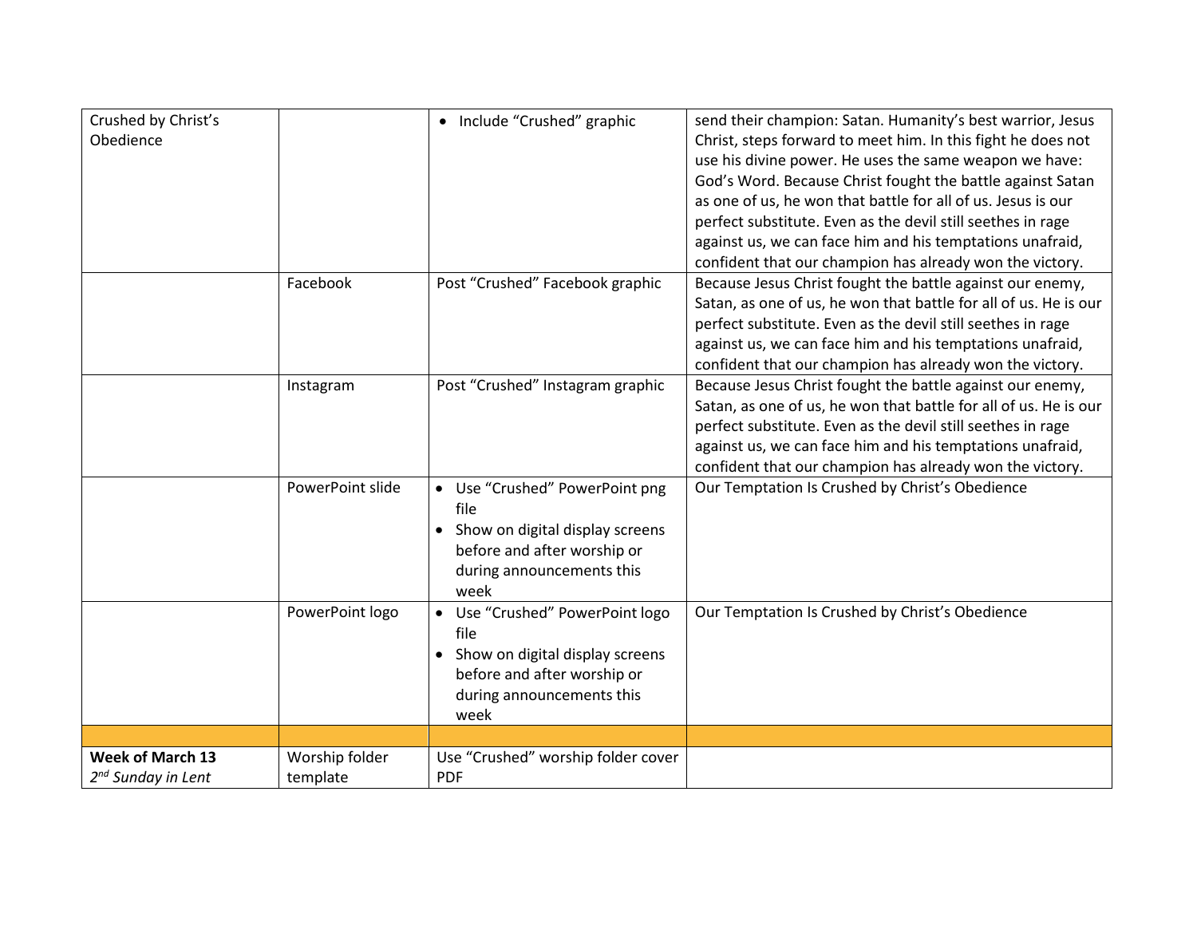| | | | |
|---|---|---|---|
| Crushed by Christ's Obedience | | • Include "Crushed" graphic | send their champion: Satan. Humanity's best warrior, Jesus Christ, steps forward to meet him. In this fight he does not use his divine power. He uses the same weapon we have: God's Word. Because Christ fought the battle against Satan as one of us, he won that battle for all of us. Jesus is our perfect substitute. Even as the devil still seethes in rage against us, we can face him and his temptations unafraid, confident that our champion has already won the victory. |
| | Facebook | Post "Crushed" Facebook graphic | Because Jesus Christ fought the battle against our enemy, Satan, as one of us, he won that battle for all of us. He is our perfect substitute. Even as the devil still seethes in rage against us, we can face him and his temptations unafraid, confident that our champion has already won the victory. |
| | Instagram | Post "Crushed" Instagram graphic | Because Jesus Christ fought the battle against our enemy, Satan, as one of us, he won that battle for all of us. He is our perfect substitute. Even as the devil still seethes in rage against us, we can face him and his temptations unafraid, confident that our champion has already won the victory. |
| | PowerPoint slide | • Use "Crushed" PowerPoint png file<br>• Show on digital display screens before and after worship or during announcements this week | Our Temptation Is Crushed by Christ's Obedience |
| | PowerPoint logo | • Use "Crushed" PowerPoint logo file<br>• Show on digital display screens before and after worship or during announcements this week | Our Temptation Is Crushed by Christ's Obedience |
| | | | |
| **Week of March 13**<br>*2nd Sunday in Lent* | Worship folder template | Use "Crushed" worship folder cover PDF | |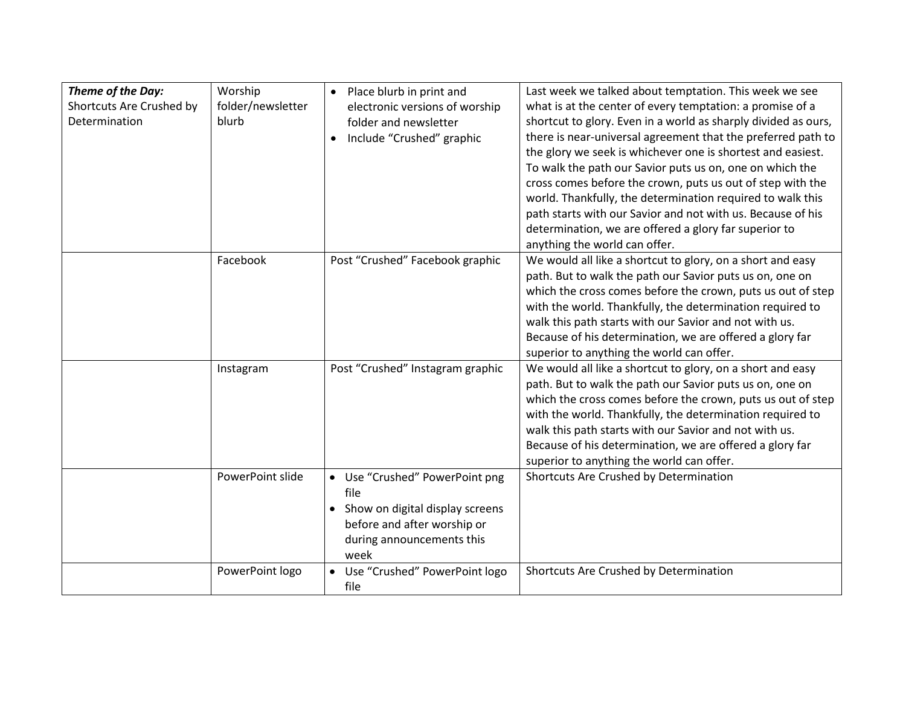| | | | |
|---|---|---|---|
| ***Theme of the Day:*** Shortcuts Are Crushed by Determination | Worship folder/newsletter blurb | • Place blurb in print and electronic versions of worship folder and newsletter<br>• Include "Crushed" graphic | Last week we talked about temptation. This week we see what is at the center of every temptation: a promise of a shortcut to glory. Even in a world as sharply divided as ours, there is near-universal agreement that the preferred path to the glory we seek is whichever one is shortest and easiest. To walk the path our Savior puts us on, one on which the cross comes before the crown, puts us out of step with the world. Thankfully, the determination required to walk this path starts with our Savior and not with us. Because of his determination, we are offered a glory far superior to anything the world can offer. |
| | Facebook | Post "Crushed" Facebook graphic | We would all like a shortcut to glory, on a short and easy path. But to walk the path our Savior puts us on, one on which the cross comes before the crown, puts us out of step with the world. Thankfully, the determination required to walk this path starts with our Savior and not with us. Because of his determination, we are offered a glory far superior to anything the world can offer. |
| | Instagram | Post "Crushed" Instagram graphic | We would all like a shortcut to glory, on a short and easy path. But to walk the path our Savior puts us on, one on which the cross comes before the crown, puts us out of step with the world. Thankfully, the determination required to walk this path starts with our Savior and not with us. Because of his determination, we are offered a glory far superior to anything the world can offer. |
| | PowerPoint slide | • Use "Crushed" PowerPoint png file<br>• Show on digital display screens before and after worship or during announcements this week | Shortcuts Are Crushed by Determination |
| | PowerPoint logo | • Use "Crushed" PowerPoint logo file | Shortcuts Are Crushed by Determination |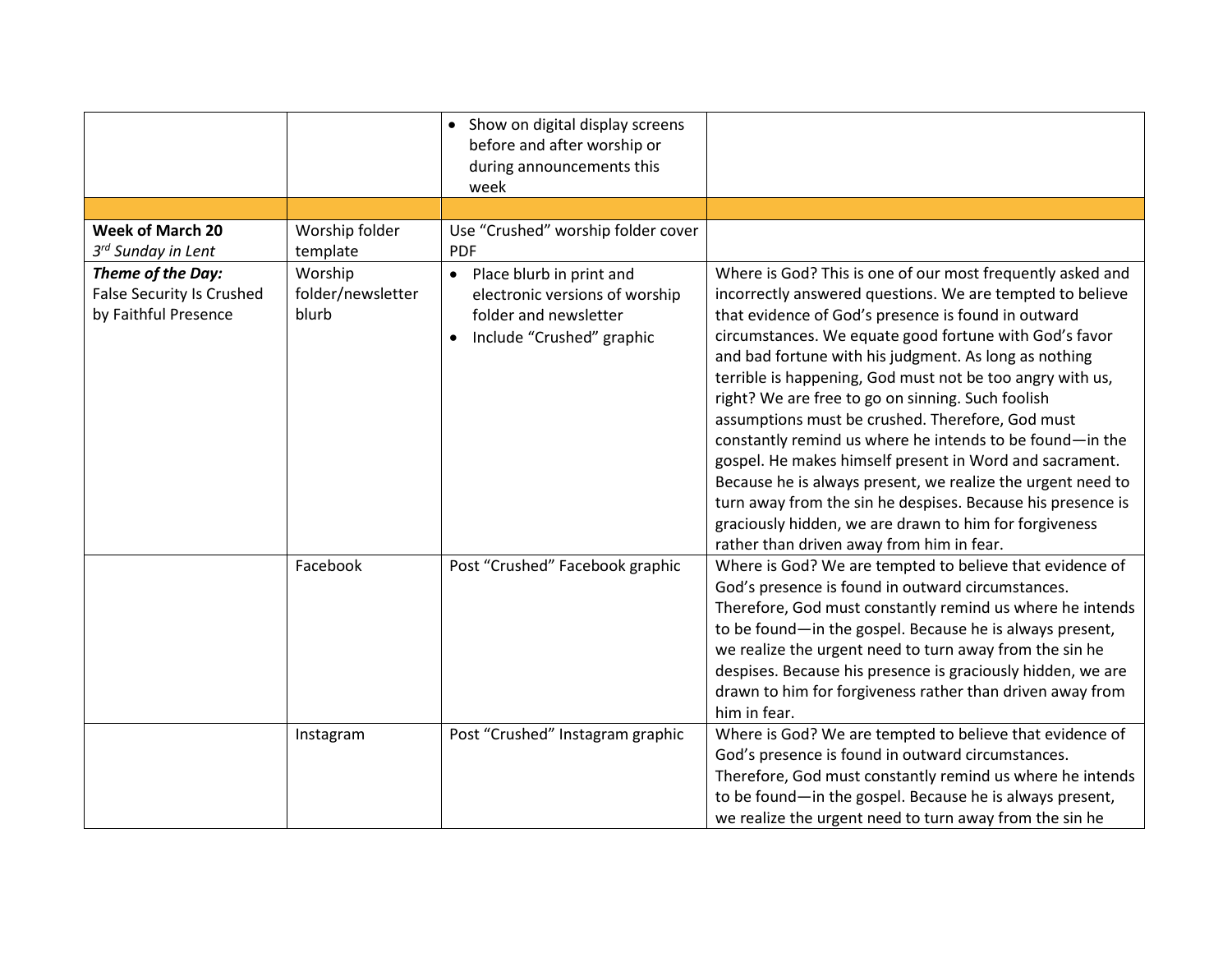| | | | |
|---|---|---|---|
| | | • Show on digital display screens before and after worship or during announcements this week | |
| | | | |
| **Week of March 20**<br>*3rd Sunday in Lent* | Worship folder template | Use “Crushed” worship folder cover PDF | |
| ***Theme of the Day:***<br>False Security Is Crushed by Faithful Presence | Worship folder/newsletter blurb | • Place blurb in print and electronic versions of worship folder and newsletter<br>• Include “Crushed” graphic | Where is God? This is one of our most frequently asked and incorrectly answered questions. We are tempted to believe that evidence of God’s presence is found in outward circumstances. We equate good fortune with God’s favor and bad fortune with his judgment. As long as nothing terrible is happening, God must not be too angry with us, right? We are free to go on sinning. Such foolish assumptions must be crushed. Therefore, God must constantly remind us where he intends to be found—in the gospel. He makes himself present in Word and sacrament. Because he is always present, we realize the urgent need to turn away from the sin he despises. Because his presence is graciously hidden, we are drawn to him for forgiveness rather than driven away from him in fear. |
| | Facebook | Post “Crushed” Facebook graphic | Where is God? We are tempted to believe that evidence of God’s presence is found in outward circumstances. Therefore, God must constantly remind us where he intends to be found—in the gospel. Because he is always present, we realize the urgent need to turn away from the sin he despises. Because his presence is graciously hidden, we are drawn to him for forgiveness rather than driven away from him in fear. |
| | Instagram | Post “Crushed” Instagram graphic | Where is God? We are tempted to believe that evidence of God’s presence is found in outward circumstances. Therefore, God must constantly remind us where he intends to be found—in the gospel. Because he is always present, we realize the urgent need to turn away from the sin he |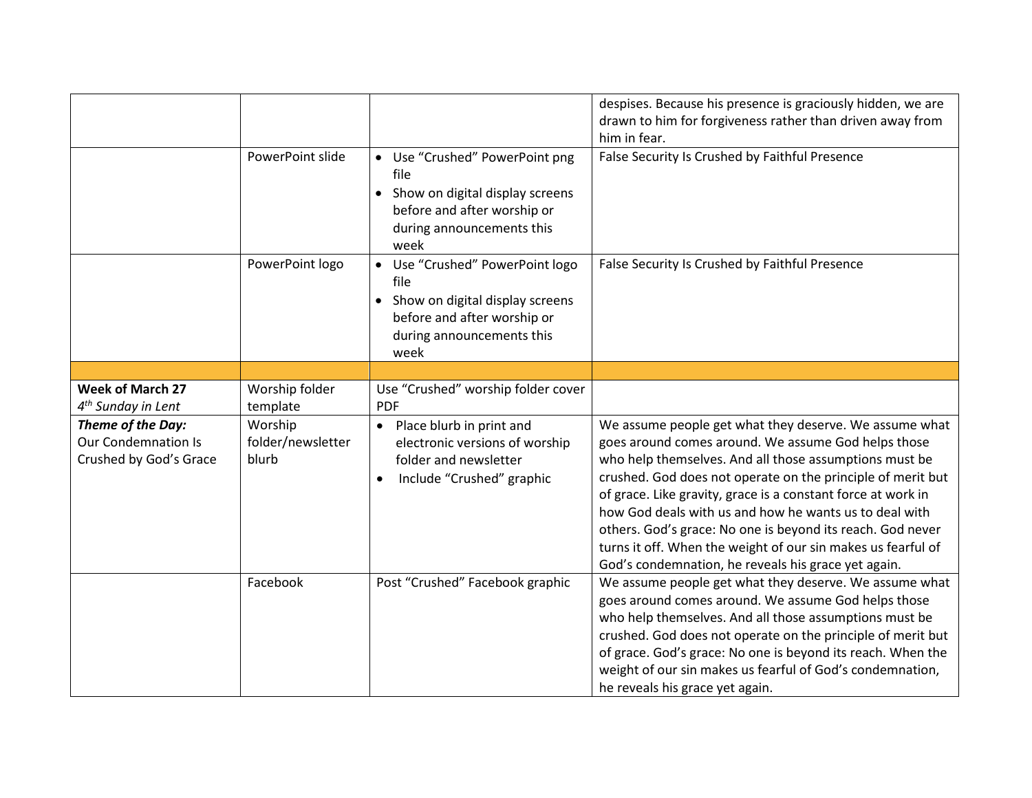| | | | |
|---|---|---|---|
| | | | despises. Because his presence is graciously hidden, we are drawn to him for forgiveness rather than driven away from him in fear. |
| | PowerPoint slide | • Use "Crushed" PowerPoint png file<br>• Show on digital display screens before and after worship or during announcements this week | False Security Is Crushed by Faithful Presence |
| | PowerPoint logo | • Use "Crushed" PowerPoint logo file<br>• Show on digital display screens before and after worship or during announcements this week | False Security Is Crushed by Faithful Presence |
| | | | |
| **Week of March 27**<br>*4th Sunday in Lent* | Worship folder template | Use "Crushed" worship folder cover PDF | |
| ***Theme of the Day:***<br>Our Condemnation Is Crushed by God's Grace | Worship folder/newsletter blurb | • Place blurb in print and electronic versions of worship folder and newsletter<br>• Include "Crushed" graphic | We assume people get what they deserve. We assume what goes around comes around. We assume God helps those who help themselves. And all those assumptions must be crushed. God does not operate on the principle of merit but of grace. Like gravity, grace is a constant force at work in how God deals with us and how he wants us to deal with others. God's grace: No one is beyond its reach. God never turns it off. When the weight of our sin makes us fearful of God's condemnation, he reveals his grace yet again. |
| | Facebook | Post "Crushed" Facebook graphic | We assume people get what they deserve. We assume what goes around comes around. We assume God helps those who help themselves. And all those assumptions must be crushed. God does not operate on the principle of merit but of grace. God's grace: No one is beyond its reach. When the weight of our sin makes us fearful of God's condemnation, he reveals his grace yet again. |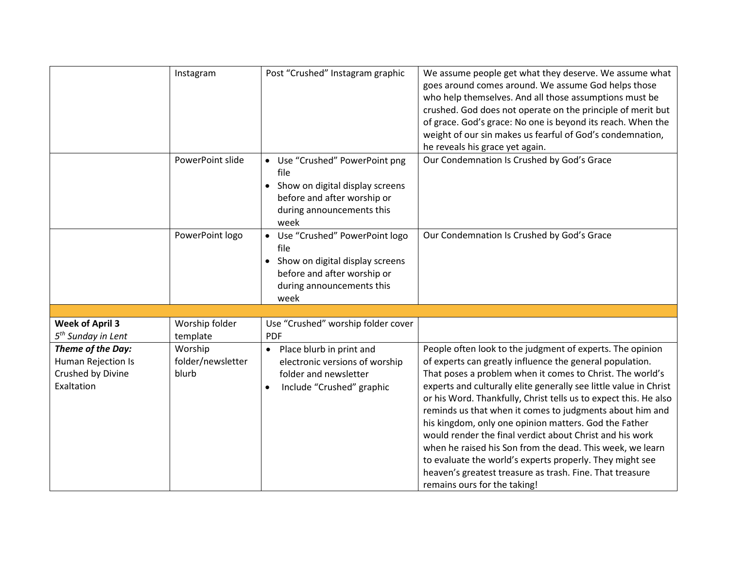| | | | |
|---|---|---|---|
| | Instagram | Post "Crushed" Instagram graphic | We assume people get what they deserve. We assume what goes around comes around. We assume God helps those who help themselves. And all those assumptions must be crushed. God does not operate on the principle of merit but of grace. God's grace: No one is beyond its reach. When the weight of our sin makes us fearful of God's condemnation, he reveals his grace yet again. |
| | PowerPoint slide | • Use "Crushed" PowerPoint png file<br>• Show on digital display screens before and after worship or during announcements this week | Our Condemnation Is Crushed by God's Grace |
| | PowerPoint logo | • Use "Crushed" PowerPoint logo file<br>• Show on digital display screens before and after worship or during announcements this week | Our Condemnation Is Crushed by God's Grace |
| | | | |
| **Week of April 3**<br>*5th Sunday in Lent* | Worship folder template | Use "Crushed" worship folder cover PDF | |
| ***Theme of the Day:***<br>Human Rejection Is Crushed by Divine Exaltation | Worship folder/newsletter blurb | • Place blurb in print and electronic versions of worship folder and newsletter<br>• Include "Crushed" graphic | People often look to the judgment of experts. The opinion of experts can greatly influence the general population. That poses a problem when it comes to Christ. The world's experts and culturally elite generally see little value in Christ or his Word. Thankfully, Christ tells us to expect this. He also reminds us that when it comes to judgments about him and his kingdom, only one opinion matters. God the Father would render the final verdict about Christ and his work when he raised his Son from the dead. This week, we learn to evaluate the world's experts properly. They might see heaven's greatest treasure as trash. Fine. That treasure remains ours for the taking! |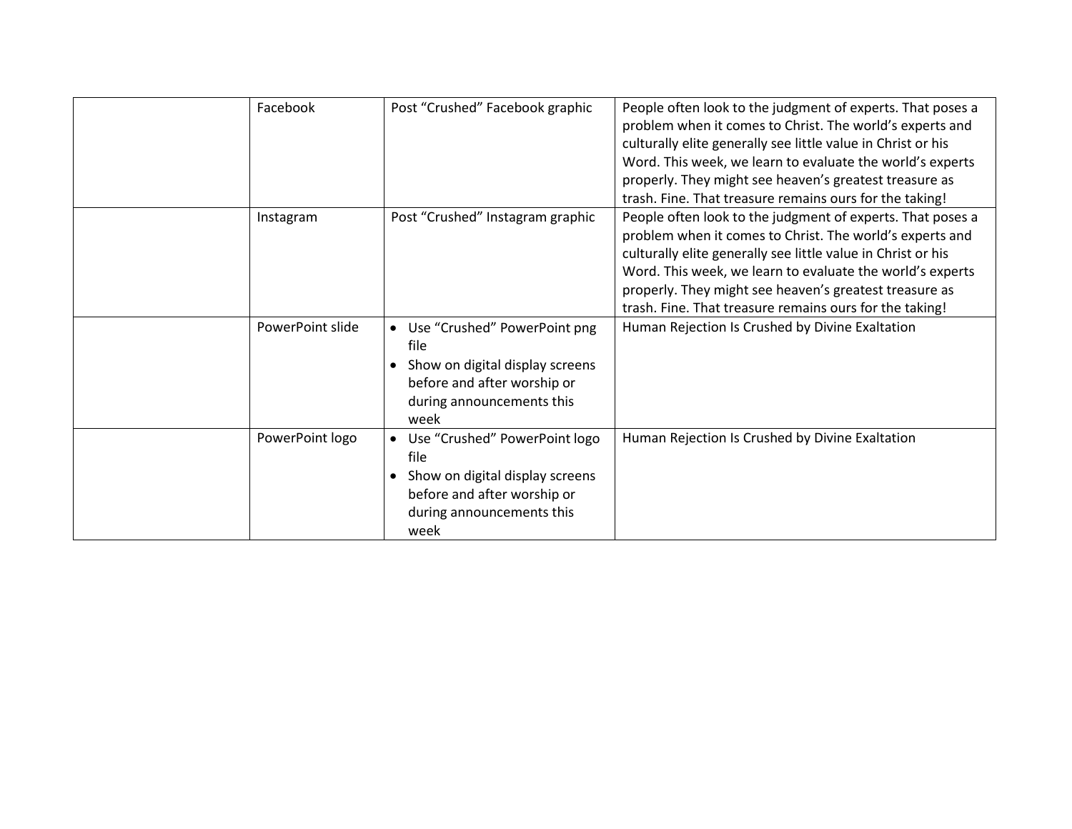| | | | |
|---|---|---|---|
| | Facebook | Post "Crushed" Facebook graphic | People often look to the judgment of experts. That poses a problem when it comes to Christ. The world's experts and culturally elite generally see little value in Christ or his Word. This week, we learn to evaluate the world's experts properly. They might see heaven's greatest treasure as trash. Fine. That treasure remains ours for the taking! |
| | Instagram | Post "Crushed" Instagram graphic | People often look to the judgment of experts. That poses a problem when it comes to Christ. The world's experts and culturally elite generally see little value in Christ or his Word. This week, we learn to evaluate the world's experts properly. They might see heaven's greatest treasure as trash. Fine. That treasure remains ours for the taking! |
| | PowerPoint slide | • Use "Crushed" PowerPoint png file<br>• Show on digital display screens before and after worship or during announcements this week | Human Rejection Is Crushed by Divine Exaltation |
| | PowerPoint logo | • Use "Crushed" PowerPoint logo file<br>• Show on digital display screens before and after worship or during announcements this week | Human Rejection Is Crushed by Divine Exaltation |